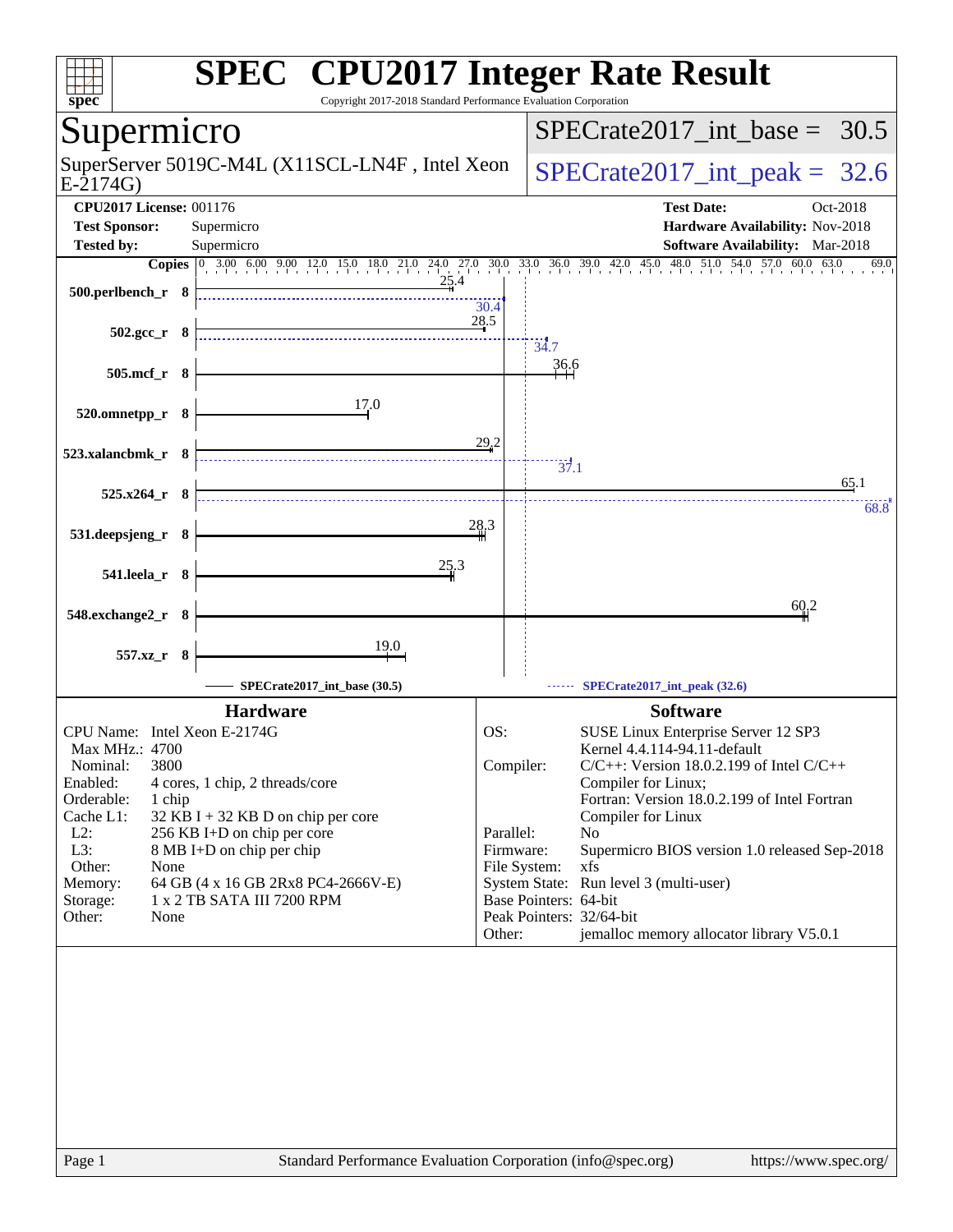# SPEC CPU2017 Integer Rate Result

Copyright 2017-2018 Standard Performance Evaluation Corporation

## Supermicro

SuperServer 5019C-M4L (X11SCL-LN4F , Intel Xeon E-2174G)

SPECrate2017_int_base = 30.5

SPECrate2017_int_peak = 32.6

**CPU2017 License:** 001176
**Test Sponsor:** Supermicro
**Tested by:** Supermicro

**Test Date:** Oct-2018
**Hardware Availability:** Nov-2018
**Software Availability:** Mar-2018

| Benchmark | Copies | Base | Peak |
|---|---|---|---|
| 500.perlbench_r | 8 | 25.4 | 30.4 |
| 502.gcc_r | 8 | 28.5 | 34.7 |
| 505.mcf_r | 8 | 36.6 | |
| 520.omnetpp_r | 8 | 17.0 | |
| 523.xalancbmk_r | 8 | 29.2 | 37.1 |
| 525.x264_r | 8 | 65.1 | 68.8 |
| 531.deepsjeng_r | 8 | 28.3 | |
| 541.leela_r | 8 | 25.3 | |
| 548.exchange2_r | 8 | 60.2 | |
| 557.xz_r | 8 | 19.0 | |

SPECrate2017_int_base (30.5) — SPECrate2017_int_peak (32.6)

### Hardware

| | |
|---|---|
| CPU Name: | Intel Xeon E-2174G |
| Max MHz.: | 4700 |
| Nominal: | 3800 |
| Enabled: | 4 cores, 1 chip, 2 threads/core |
| Orderable: | 1 chip |
| Cache L1: | 32 KB I + 32 KB D on chip per core |
| L2: | 256 KB I+D on chip per core |
| L3: | 8 MB I+D on chip per chip |
| Other: | None |
| Memory: | 64 GB (4 x 16 GB 2Rx8 PC4-2666V-E) |
| Storage: | 1 x 2 TB SATA III 7200 RPM |
| Other: | None |

### Software

| | |
|---|---|
| OS: | SUSE Linux Enterprise Server 12 SP3 Kernel 4.4.114-94.11-default |
| Compiler: | C/C++: Version 18.0.2.199 of Intel C/C++ Compiler for Linux; Fortran: Version 18.0.2.199 of Intel Fortran Compiler for Linux |
| Parallel: | No |
| Firmware: | Supermicro BIOS version 1.0 released Sep-2018 |
| File System: | xfs |
| System State: | Run level 3 (multi-user) |
| Base Pointers: | 64-bit |
| Peak Pointers: | 32/64-bit |
| Other: | jemalloc memory allocator library V5.0.1 |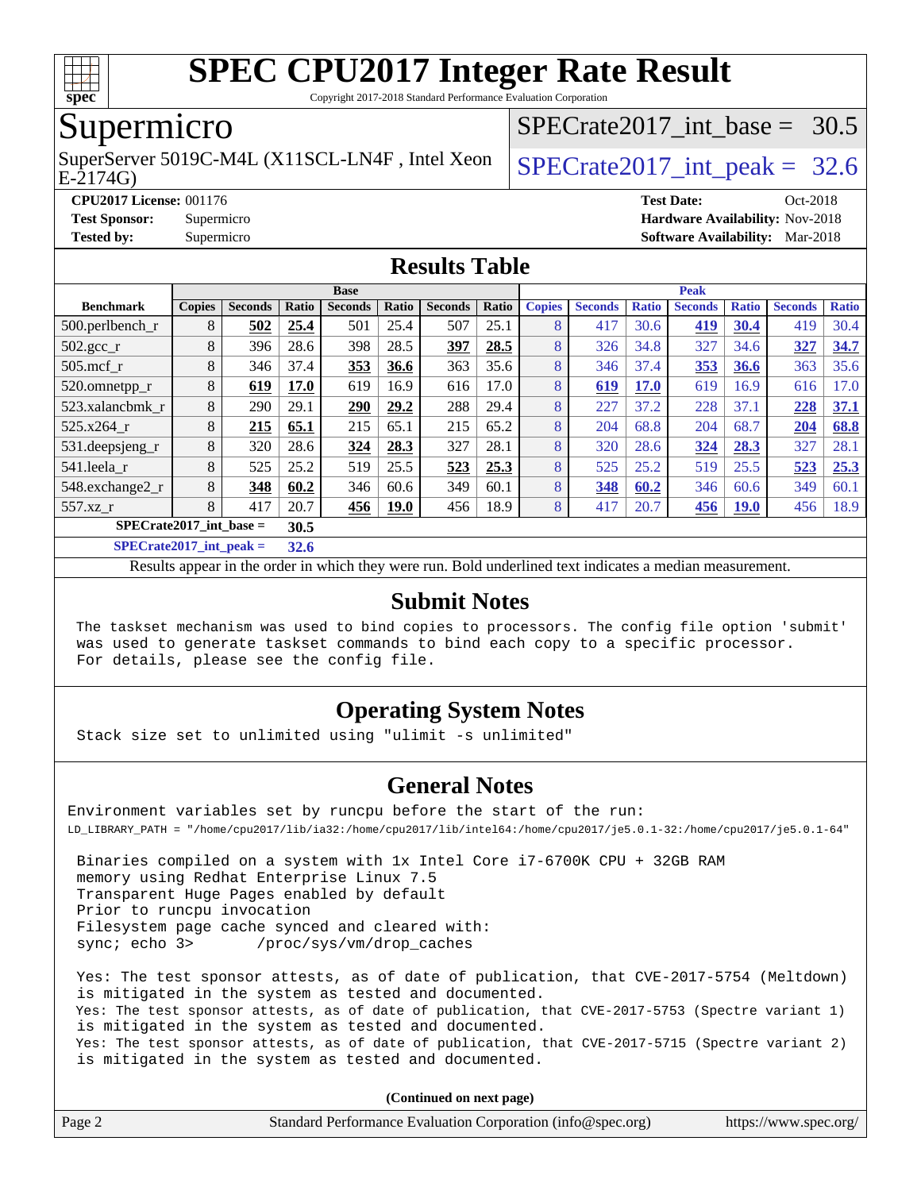# SPEC CPU2017 Integer Rate Result

Copyright 2017-2018 Standard Performance Evaluation Corporation

## Supermicro

SuperServer 5019C-M4L (X11SCL-LN4F , Intel Xeon E-2174G)

SPECrate2017_int_base = 30.5

SPECrate2017_int_peak = 32.6

**CPU2017 License:** 001176
**Test Sponsor:** Supermicro
**Tested by:** Supermicro

**Test Date:** Oct-2018
**Hardware Availability:** Nov-2018
**Software Availability:** Mar-2018

## Results Table

| | Base | | | | | | | Peak | | | | | | |
|---|---|---|---|---|---|---|---|---|---|---|---|---|---|---|
| **Benchmark** | **Copies** | **Seconds** | **Ratio** | **Seconds** | **Ratio** | **Seconds** | **Ratio** | **Copies** | **Seconds** | **Ratio** | **Seconds** | **Ratio** | **Seconds** | **Ratio** |
| 500.perlbench_r | 8 | **502** | **25.4** | 501 | 25.4 | 507 | 25.1 | 8 | 417 | 30.6 | **419** | **30.4** | 419 | 30.4 |
| 502.gcc_r | 8 | 396 | 28.6 | 398 | 28.5 | **397** | **28.5** | 8 | 326 | 34.8 | 327 | 34.6 | **327** | **34.7** |
| 505.mcf_r | 8 | 346 | 37.4 | **353** | **36.6** | 363 | 35.6 | 8 | 346 | 37.4 | **353** | **36.6** | 363 | 35.6 |
| 520.omnetpp_r | 8 | **619** | **17.0** | 619 | 16.9 | 616 | 17.0 | 8 | **619** | **17.0** | 619 | 16.9 | 616 | 17.0 |
| 523.xalancbmk_r | 8 | 290 | 29.1 | **290** | **29.2** | 288 | 29.4 | 8 | 227 | 37.2 | 228 | 37.1 | **228** | **37.1** |
| 525.x264_r | 8 | **215** | **65.1** | 215 | 65.1 | 215 | 65.2 | 8 | 204 | 68.8 | 204 | 68.7 | **204** | **68.8** |
| 531.deepsjeng_r | 8 | 320 | 28.6 | **324** | **28.3** | 327 | 28.1 | 8 | 320 | 28.6 | **324** | **28.3** | 327 | 28.1 |
| 541.leela_r | 8 | 525 | 25.2 | 519 | 25.5 | **523** | **25.3** | 8 | 525 | 25.2 | 519 | 25.5 | **523** | **25.3** |
| 548.exchange2_r | 8 | **348** | **60.2** | 346 | 60.6 | 349 | 60.1 | 8 | **348** | **60.2** | 346 | 60.6 | 349 | 60.1 |
| 557.xz_r | 8 | 417 | 20.7 | **456** | **19.0** | 456 | 18.9 | 8 | 417 | 20.7 | **456** | **19.0** | 456 | 18.9 |

**SPECrate2017_int_base = 30.5**

**SPECrate2017_int_peak = 32.6**

Results appear in the order in which they were run. Bold underlined text indicates a median measurement.

## Submit Notes

```
The taskset mechanism was used to bind copies to processors. The config file option 'submit'
was used to generate taskset commands to bind each copy to a specific processor.
For details, please see the config file.
```

## Operating System Notes

```
Stack size set to unlimited using "ulimit -s unlimited"
```

## General Notes

```
Environment variables set by runcpu before the start of the run:
LD_LIBRARY_PATH = "/home/cpu2017/lib/ia32:/home/cpu2017/lib/intel64:/home/cpu2017/je5.0.1-32:/home/cpu2017/je5.0.1-64"

 Binaries compiled on a system with 1x Intel Core i7-6700K CPU + 32GB RAM
 memory using Redhat Enterprise Linux 7.5
 Transparent Huge Pages enabled by default
 Prior to runcpu invocation
 Filesystem page cache synced and cleared with:
 sync; echo 3>       /proc/sys/vm/drop_caches

 Yes: The test sponsor attests, as of date of publication, that CVE-2017-5754 (Meltdown)
 is mitigated in the system as tested and documented.
 Yes: The test sponsor attests, as of date of publication, that CVE-2017-5753 (Spectre variant 1)
 is mitigated in the system as tested and documented.
 Yes: The test sponsor attests, as of date of publication, that CVE-2017-5715 (Spectre variant 2)
 is mitigated in the system as tested and documented.
```

**(Continued on next page)**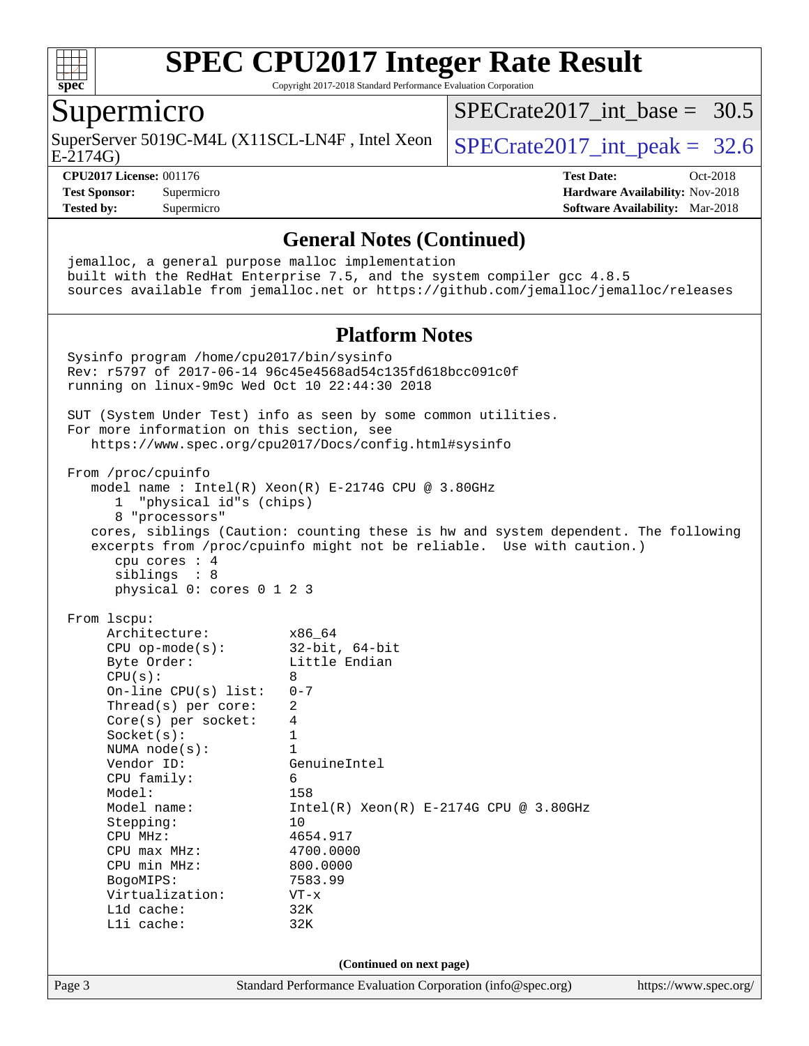# SPEC CPU2017 Integer Rate Result

Copyright 2017-2018 Standard Performance Evaluation Corporation

## Supermicro

SuperServer 5019C-M4L (X11SCL-LN4F , Intel Xeon E-2174G)

SPECrate2017_int_base = 30.5

SPECrate2017_int_peak = 32.6

**CPU2017 License:** 001176
**Test Sponsor:** Supermicro
**Tested by:** Supermicro

**Test Date:** Oct-2018
**Hardware Availability:** Nov-2018
**Software Availability:** Mar-2018

### General Notes (Continued)

```
jemalloc, a general purpose malloc implementation
built with the RedHat Enterprise 7.5, and the system compiler gcc 4.8.5
sources available from jemalloc.net or https://github.com/jemalloc/jemalloc/releases
```

### Platform Notes

```
Sysinfo program /home/cpu2017/bin/sysinfo
Rev: r5797 of 2017-06-14 96c45e4568ad54c135fd618bcc091c0f
running on linux-9m9c Wed Oct 10 22:44:30 2018

SUT (System Under Test) info as seen by some common utilities.
For more information on this section, see
   https://www.spec.org/cpu2017/Docs/config.html#sysinfo

From /proc/cpuinfo
   model name : Intel(R) Xeon(R) E-2174G CPU @ 3.80GHz
      1  "physical id"s (chips)
      8 "processors"
   cores, siblings (Caution: counting these is hw and system dependent. The following
   excerpts from /proc/cpuinfo might not be reliable.  Use with caution.)
      cpu cores : 4
      siblings  : 8
      physical 0: cores 0 1 2 3

From lscpu:
     Architecture:          x86_64
     CPU op-mode(s):        32-bit, 64-bit
     Byte Order:            Little Endian
     CPU(s):                8
     On-line CPU(s) list:   0-7
     Thread(s) per core:    2
     Core(s) per socket:    4
     Socket(s):             1
     NUMA node(s):          1
     Vendor ID:             GenuineIntel
     CPU family:            6
     Model:                 158
     Model name:            Intel(R) Xeon(R) E-2174G CPU @ 3.80GHz
     Stepping:              10
     CPU MHz:               4654.917
     CPU max MHz:           4700.0000
     CPU min MHz:           800.0000
     BogoMIPS:              7583.99
     Virtualization:        VT-x
     L1d cache:             32K
     L1i cache:             32K
```

(Continued on next page)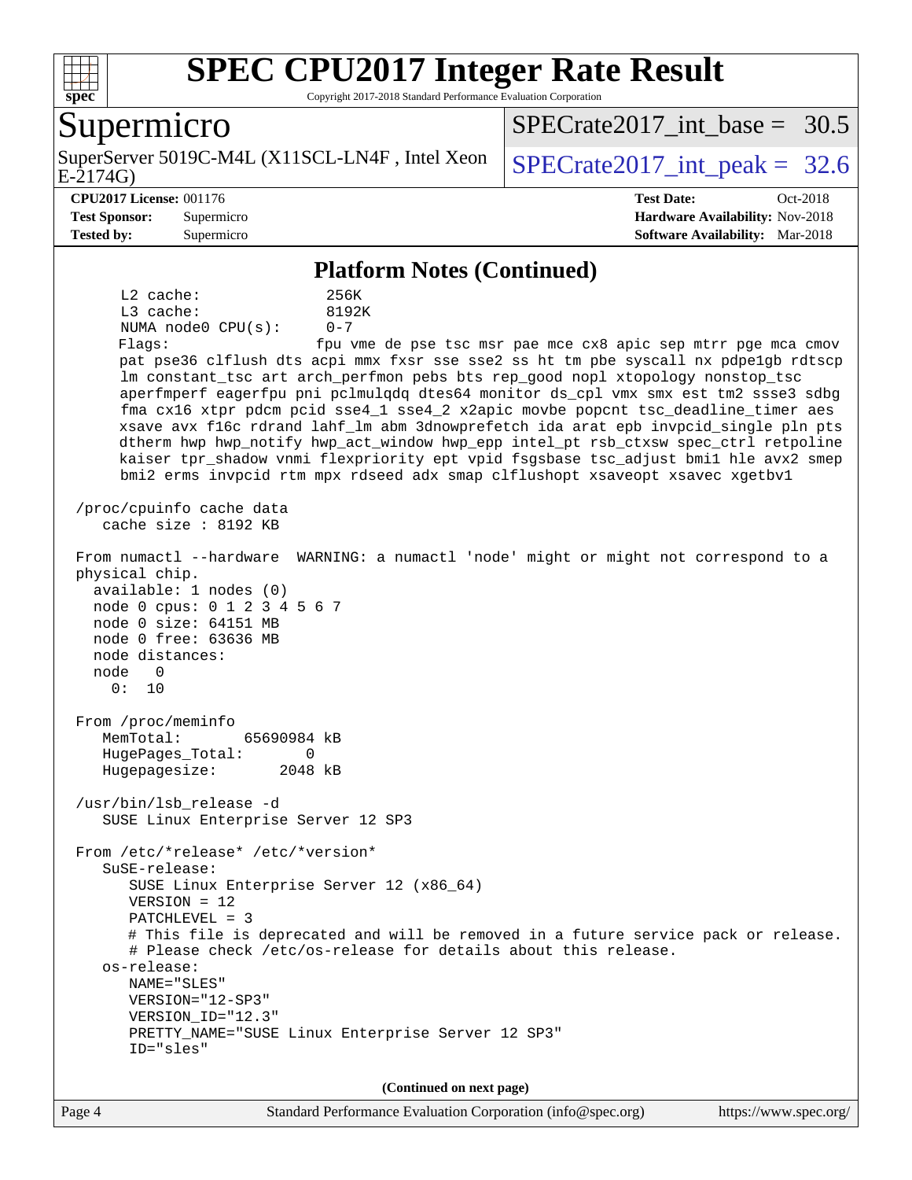# SPEC CPU2017 Integer Rate Result

Copyright 2017-2018 Standard Performance Evaluation Corporation

## Supermicro

SuperServer 5019C-M4L (X11SCL-LN4F , Intel Xeon E-2174G)

SPECrate2017_int_base = 30.5

SPECrate2017_int_peak = 32.6

**CPU2017 License:** 001176
**Test Sponsor:** Supermicro
**Tested by:** Supermicro

**Test Date:** Oct-2018
**Hardware Availability:** Nov-2018
**Software Availability:** Mar-2018

### Platform Notes (Continued)

```
      L2 cache:              256K
      L3 cache:              8192K
      NUMA node0 CPU(s):     0-7
      Flags:                 fpu vme de pse tsc msr pae mce cx8 apic sep mtrr pge mca cmov
      pat pse36 clflush dts acpi mmx fxsr sse sse2 ss ht tm pbe syscall nx pdpe1gb rdtscp
      lm constant_tsc art arch_perfmon pebs bts rep_good nopl xtopology nonstop_tsc
      aperfmperf eagerfpu pni pclmulqdq dtes64 monitor ds_cpl vmx smx est tm2 ssse3 sdbg
      fma cx16 xtpr pdcm pcid sse4_1 sse4_2 x2apic movbe popcnt tsc_deadline_timer aes
      xsave avx f16c rdrand lahf_lm abm 3dnowprefetch ida arat epb invpcid_single pln pts
      dtherm hwp hwp_notify hwp_act_window hwp_epp intel_pt rsb_ctxsw spec_ctrl retpoline
      kaiser tpr_shadow vnmi flexpriority ept vpid fsgsbase tsc_adjust bmi1 hle avx2 smep
      bmi2 erms invpcid rtm mpx rdseed adx smap clflushopt xsaveopt xsavec xgetbv1

  /proc/cpuinfo cache data
     cache size : 8192 KB

  From numactl --hardware  WARNING: a numactl 'node' might or might not correspond to a
  physical chip.
    available: 1 nodes (0)
    node 0 cpus: 0 1 2 3 4 5 6 7
    node 0 size: 64151 MB
    node 0 free: 63636 MB
    node distances:
    node   0
      0:  10

  From /proc/meminfo
     MemTotal:       65690984 kB
     HugePages_Total:       0
     Hugepagesize:       2048 kB

  /usr/bin/lsb_release -d
     SUSE Linux Enterprise Server 12 SP3

  From /etc/*release* /etc/*version*
     SuSE-release:
        SUSE Linux Enterprise Server 12 (x86_64)
        VERSION = 12
        PATCHLEVEL = 3
        # This file is deprecated and will be removed in a future service pack or release.
        # Please check /etc/os-release for details about this release.
     os-release:
        NAME="SLES"
        VERSION="12-SP3"
        VERSION_ID="12.3"
        PRETTY_NAME="SUSE Linux Enterprise Server 12 SP3"
        ID="sles"
```

(Continued on next page)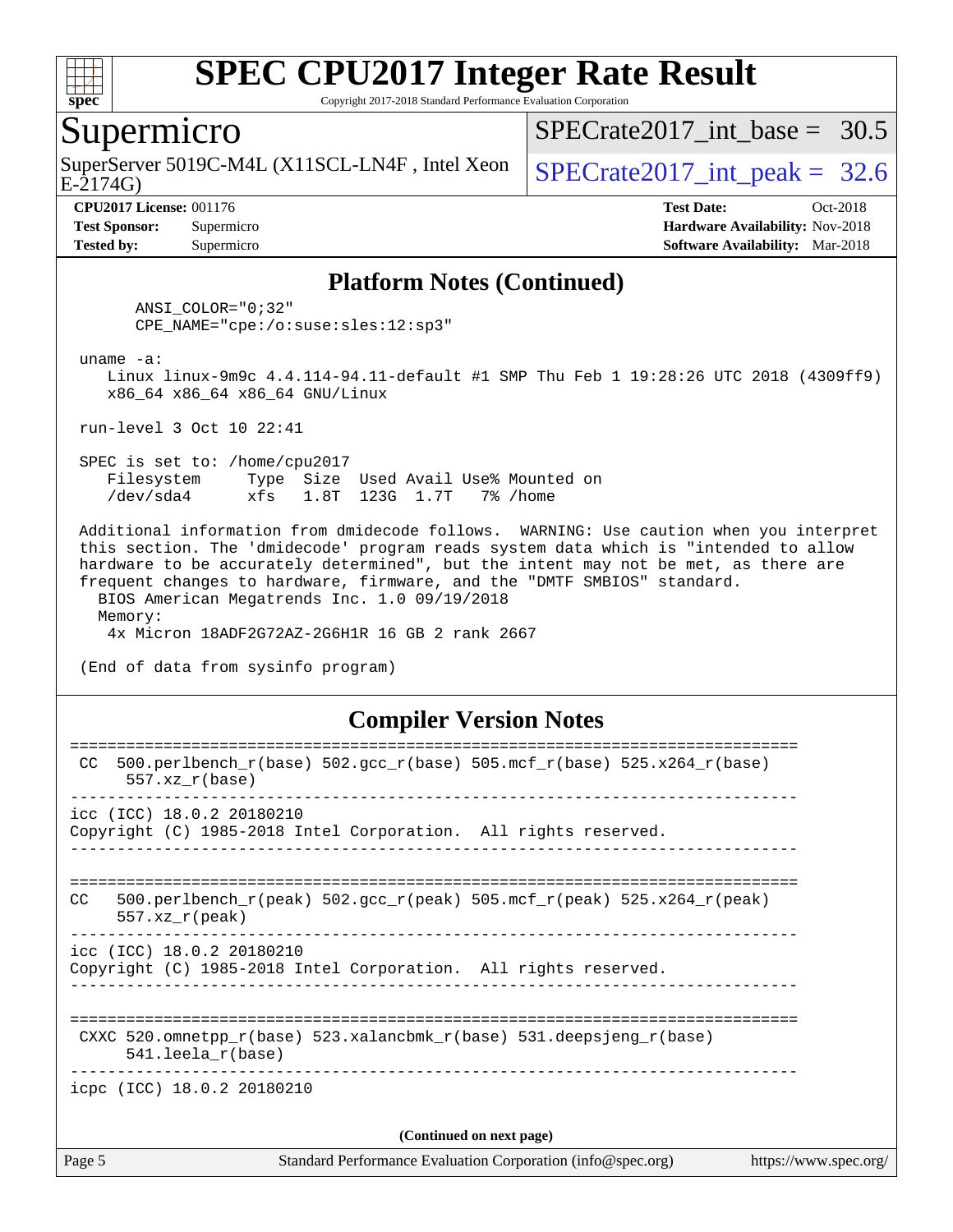## Platform Notes (Continued)

```
      ANSI_COLOR="0;32"
      CPE_NAME="cpe:/o:suse:sles:12:sp3"

 uname -a:
    Linux linux-9m9c 4.4.114-94.11-default #1 SMP Thu Feb 1 19:28:26 UTC 2018 (4309ff9)
    x86_64 x86_64 x86_64 GNU/Linux

 run-level 3 Oct 10 22:41

 SPEC is set to: /home/cpu2017
    Filesystem     Type  Size  Used Avail Use% Mounted on
    /dev/sda4      xfs   1.8T  123G  1.7T   7% /home

 Additional information from dmidecode follows.  WARNING: Use caution when you interpret
 this section. The 'dmidecode' program reads system data which is "intended to allow
 hardware to be accurately determined", but the intent may not be met, as there are
 frequent changes to hardware, firmware, and the "DMTF SMBIOS" standard.
   BIOS American Megatrends Inc. 1.0 09/19/2018
   Memory:
     4x Micron 18ADF2G72AZ-2G6H1R 16 GB 2 rank 2667

 (End of data from sysinfo program)
```

## Compiler Version Notes

```
==============================================================================
 CC  500.perlbench_r(base) 502.gcc_r(base) 505.mcf_r(base) 525.x264_r(base)
      557.xz_r(base)
------------------------------------------------------------------------------
icc (ICC) 18.0.2 20180210
Copyright (C) 1985-2018 Intel Corporation.  All rights reserved.
------------------------------------------------------------------------------

==============================================================================
CC   500.perlbench_r(peak) 502.gcc_r(peak) 505.mcf_r(peak) 525.x264_r(peak)
     557.xz_r(peak)
------------------------------------------------------------------------------
icc (ICC) 18.0.2 20180210
Copyright (C) 1985-2018 Intel Corporation.  All rights reserved.
------------------------------------------------------------------------------

==============================================================================
 CXXC 520.omnetpp_r(base) 523.xalancbmk_r(base) 531.deepsjeng_r(base)
      541.leela_r(base)
------------------------------------------------------------------------------
icpc (ICC) 18.0.2 20180210
```

(Continued on next page)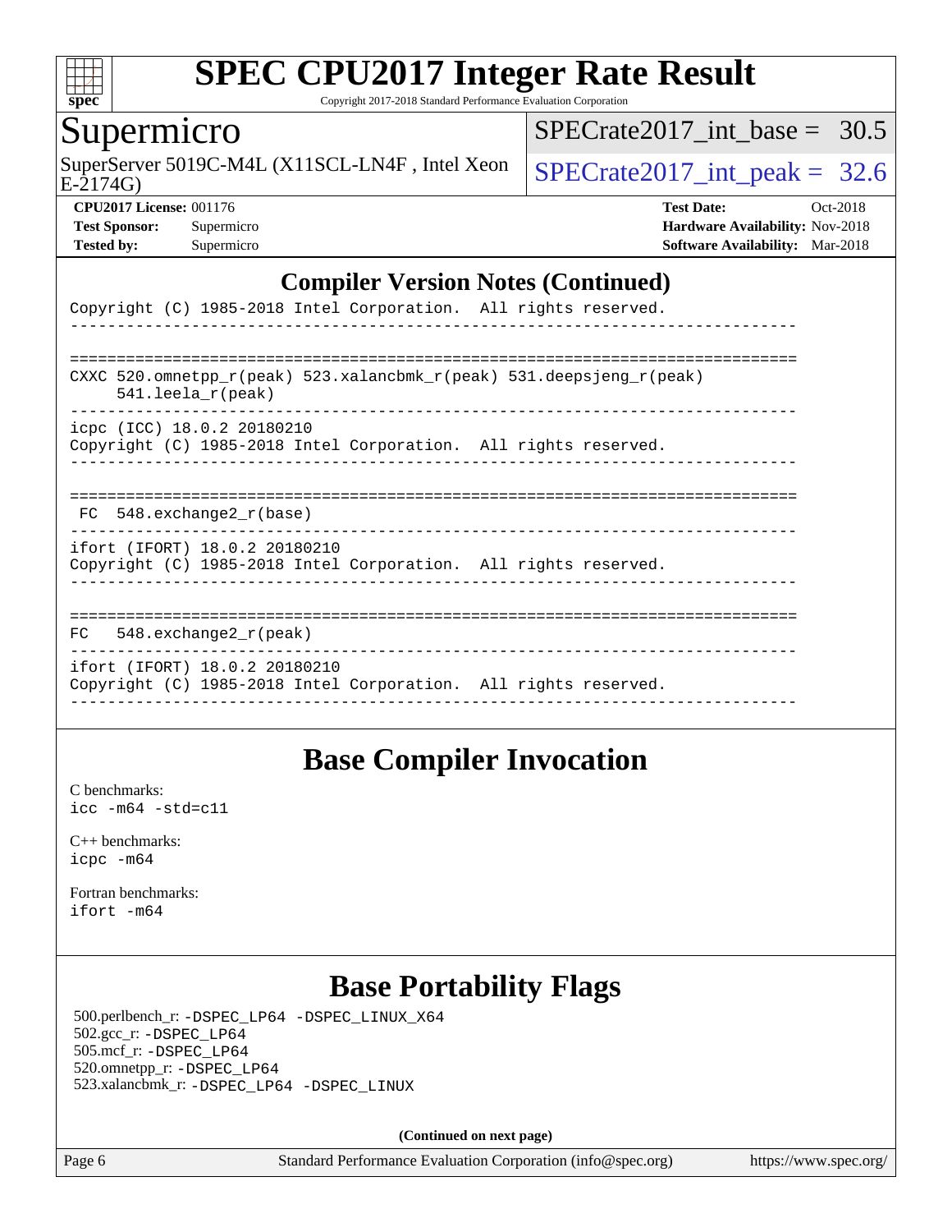## Compiler Version Notes (Continued)

```
Copyright (C) 1985-2018 Intel Corporation.  All rights reserved.
------------------------------------------------------------------------------

==============================================================================
CXXC 520.omnetpp_r(peak) 523.xalancbmk_r(peak) 531.deepsjeng_r(peak)
     541.leela_r(peak)
------------------------------------------------------------------------------
icpc (ICC) 18.0.2 20180210
Copyright (C) 1985-2018 Intel Corporation.  All rights reserved.
------------------------------------------------------------------------------

==============================================================================
 FC  548.exchange2_r(base)
------------------------------------------------------------------------------
ifort (IFORT) 18.0.2 20180210
Copyright (C) 1985-2018 Intel Corporation.  All rights reserved.
------------------------------------------------------------------------------

==============================================================================
FC   548.exchange2_r(peak)
------------------------------------------------------------------------------
ifort (IFORT) 18.0.2 20180210
Copyright (C) 1985-2018 Intel Corporation.  All rights reserved.
------------------------------------------------------------------------------
```

## Base Compiler Invocation

C benchmarks:
`icc -m64 -std=c11`

C++ benchmarks:
`icpc -m64`

Fortran benchmarks:
`ifort -m64`

## Base Portability Flags

500.perlbench_r: `-DSPEC_LP64 -DSPEC_LINUX_X64`
502.gcc_r: `-DSPEC_LP64`
505.mcf_r: `-DSPEC_LP64`
520.omnetpp_r: `-DSPEC_LP64`
523.xalancbmk_r: `-DSPEC_LP64 -DSPEC_LINUX`

**(Continued on next page)**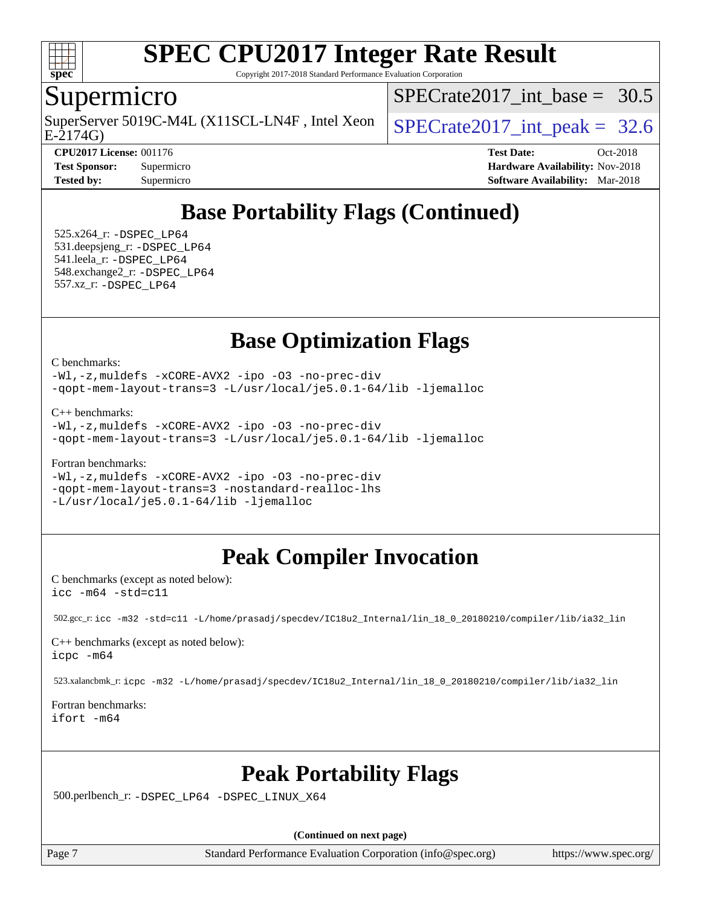# SPEC CPU2017 Integer Rate Result

Copyright 2017-2018 Standard Performance Evaluation Corporation

## Supermicro

SuperServer 5019C-M4L (X11SCL-LN4F , Intel Xeon E-2174G)

SPECrate2017_int_base = 30.5

SPECrate2017_int_peak = 32.6

**CPU2017 License:** 001176
**Test Sponsor:** Supermicro
**Tested by:** Supermicro

**Test Date:** Oct-2018
**Hardware Availability:** Nov-2018
**Software Availability:** Mar-2018

## Base Portability Flags (Continued)

525.x264_r: -DSPEC_LP64
531.deepsjeng_r: -DSPEC_LP64
541.leela_r: -DSPEC_LP64
548.exchange2_r: -DSPEC_LP64
557.xz_r: -DSPEC_LP64

## Base Optimization Flags

C benchmarks:
-Wl,-z,muldefs -xCORE-AVX2 -ipo -O3 -no-prec-div
-qopt-mem-layout-trans=3 -L/usr/local/je5.0.1-64/lib -ljemalloc

C++ benchmarks:
-Wl,-z,muldefs -xCORE-AVX2 -ipo -O3 -no-prec-div
-qopt-mem-layout-trans=3 -L/usr/local/je5.0.1-64/lib -ljemalloc

Fortran benchmarks:
-Wl,-z,muldefs -xCORE-AVX2 -ipo -O3 -no-prec-div
-qopt-mem-layout-trans=3 -nostandard-realloc-lhs
-L/usr/local/je5.0.1-64/lib -ljemalloc

## Peak Compiler Invocation

C benchmarks (except as noted below):
icc -m64 -std=c11

502.gcc_r: icc -m32 -std=c11 -L/home/prasadj/specdev/IC18u2_Internal/lin_18_0_20180210/compiler/lib/ia32_lin

C++ benchmarks (except as noted below):
icpc -m64

523.xalancbmk_r: icpc -m32 -L/home/prasadj/specdev/IC18u2_Internal/lin_18_0_20180210/compiler/lib/ia32_lin

Fortran benchmarks:
ifort -m64

## Peak Portability Flags

500.perlbench_r: -DSPEC_LP64 -DSPEC_LINUX_X64

**(Continued on next page)**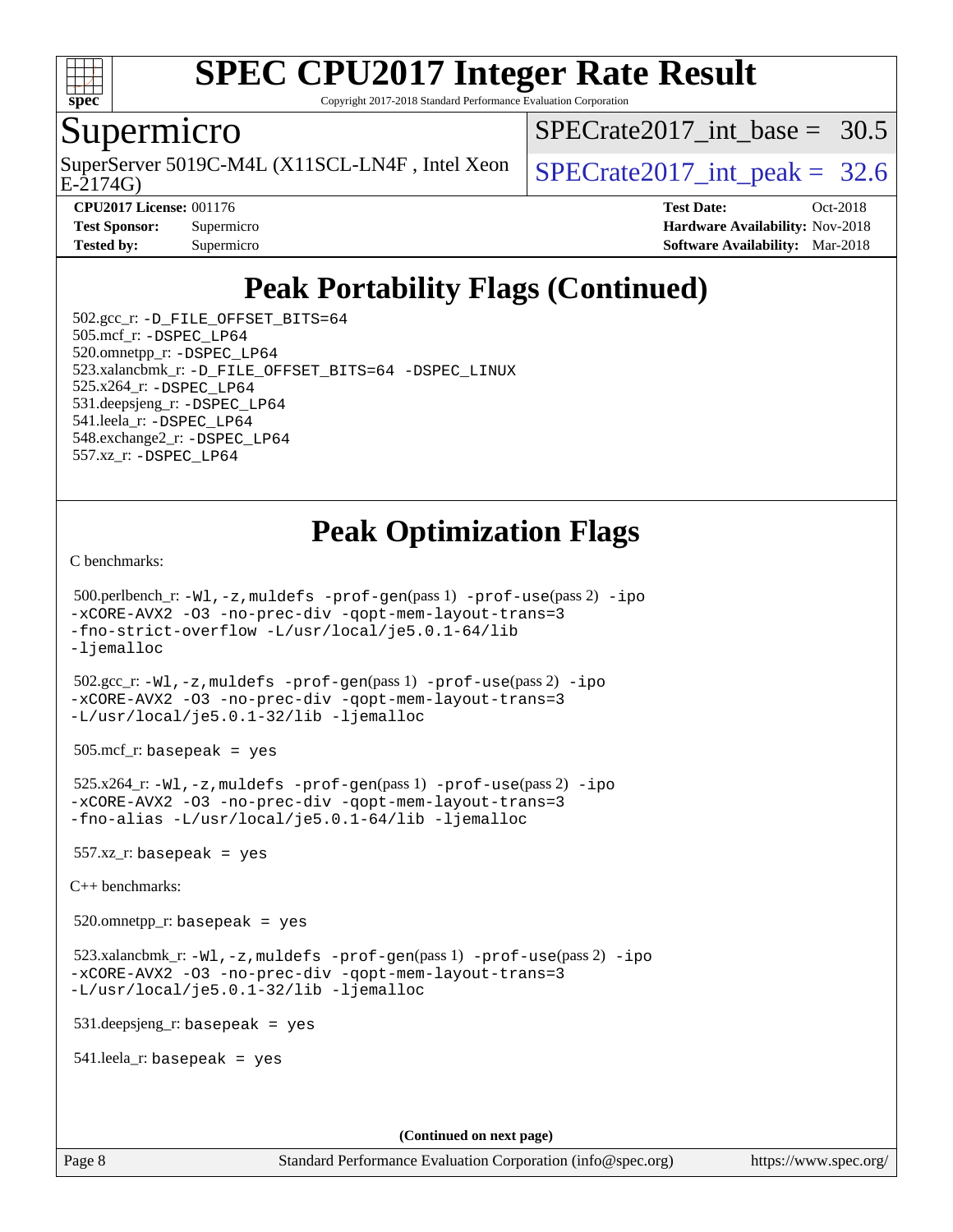# Peak Portability Flags (Continued)

502.gcc_r: `-D_FILE_OFFSET_BITS=64`
505.mcf_r: `-DSPEC_LP64`
520.omnetpp_r: `-DSPEC_LP64`
523.xalancbmk_r: `-D_FILE_OFFSET_BITS=64 -DSPEC_LINUX`
525.x264_r: `-DSPEC_LP64`
531.deepsjeng_r: `-DSPEC_LP64`
541.leela_r: `-DSPEC_LP64`
548.exchange2_r: `-DSPEC_LP64`
557.xz_r: `-DSPEC_LP64`

# Peak Optimization Flags

C benchmarks:

500.perlbench_r: `-Wl,-z,muldefs -prof-gen`(pass 1) `-prof-use`(pass 2) `-ipo -xCORE-AVX2 -O3 -no-prec-div -qopt-mem-layout-trans=3 -fno-strict-overflow -L/usr/local/je5.0.1-64/lib -ljemalloc`

502.gcc_r: `-Wl,-z,muldefs -prof-gen`(pass 1) `-prof-use`(pass 2) `-ipo -xCORE-AVX2 -O3 -no-prec-div -qopt-mem-layout-trans=3 -L/usr/local/je5.0.1-32/lib -ljemalloc`

505.mcf_r: `basepeak = yes`

525.x264_r: `-Wl,-z,muldefs -prof-gen`(pass 1) `-prof-use`(pass 2) `-ipo -xCORE-AVX2 -O3 -no-prec-div -qopt-mem-layout-trans=3 -fno-alias -L/usr/local/je5.0.1-64/lib -ljemalloc`

557.xz_r: `basepeak = yes`

C++ benchmarks:

520.omnetpp_r: `basepeak = yes`

523.xalancbmk_r: `-Wl,-z,muldefs -prof-gen`(pass 1) `-prof-use`(pass 2) `-ipo -xCORE-AVX2 -O3 -no-prec-div -qopt-mem-layout-trans=3 -L/usr/local/je5.0.1-32/lib -ljemalloc`

531.deepsjeng_r: `basepeak = yes`

541.leela_r: `basepeak = yes`

(Continued on next page)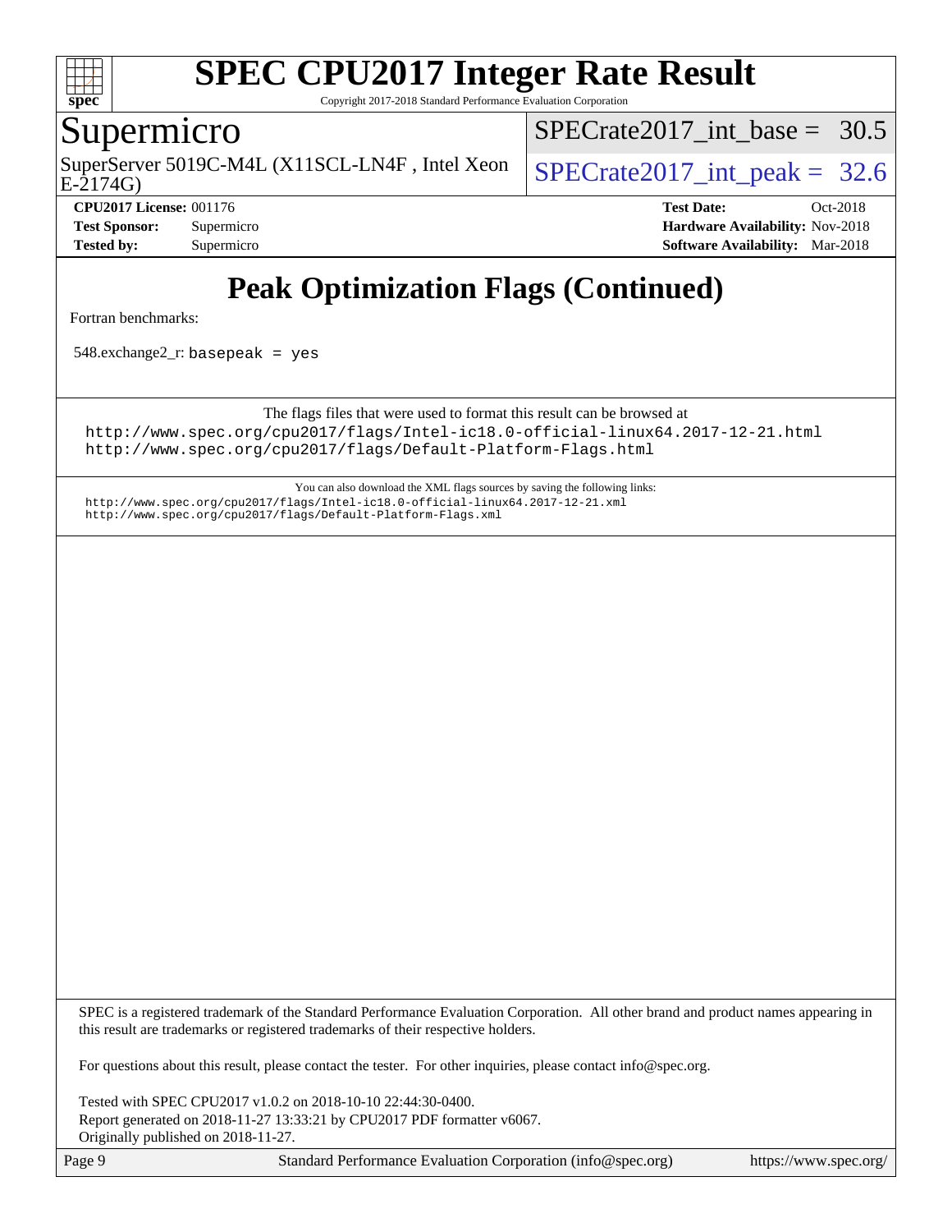# Peak Optimization Flags (Continued)

Fortran benchmarks:

548.exchange2_r: `basepeak = yes`

The flags files that were used to format this result can be browsed at

http://www.spec.org/cpu2017/flags/Intel-ic18.0-official-linux64.2017-12-21.html
http://www.spec.org/cpu2017/flags/Default-Platform-Flags.html

You can also download the XML flags sources by saving the following links:

http://www.spec.org/cpu2017/flags/Intel-ic18.0-official-linux64.2017-12-21.xml
http://www.spec.org/cpu2017/flags/Default-Platform-Flags.xml

SPEC is a registered trademark of the Standard Performance Evaluation Corporation. All other brand and product names appearing in this result are trademarks or registered trademarks of their respective holders.

For questions about this result, please contact the tester. For other inquiries, please contact info@spec.org.

Tested with SPEC CPU2017 v1.0.2 on 2018-10-10 22:44:30-0400.
Report generated on 2018-11-27 13:33:21 by CPU2017 PDF formatter v6067.
Originally published on 2018-11-27.